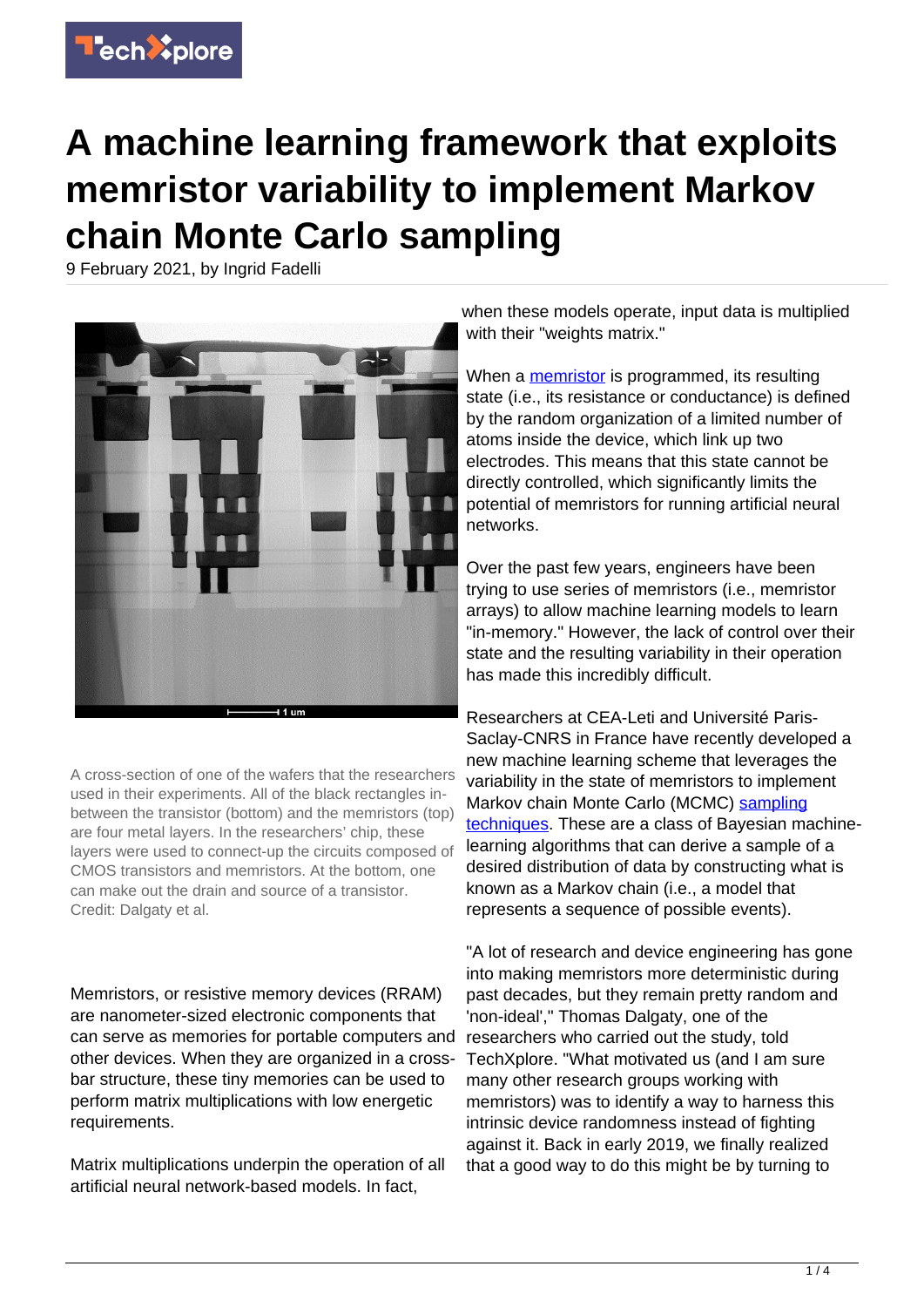# A machine learning framework that exploits memristor variability to implement Markov chain Monte Carlo sampling

9 February 2021, by Ingrid Fadelli

A cross-section of one of the wafers that the researchers used in their experiments. All of the black rectangles in-between the transistor (bottom) and the memristors (top) are four metal layers. In the researchers' chip, these layers were used to connect-up the circuits composed of CMOS transistors and memristors. At the bottom, one can make out the drain and source of a transistor. Credit: Dalgaty et al.

Memristors, or resistive memory devices (RRAM) are nanometer-sized electronic components that can serve as memories for portable computers and other devices. When they are organized in a cross-bar structure, these tiny memories can be used to perform matrix multiplications with low energetic requirements.

Matrix multiplications underpin the operation of all artificial neural network-based models. In fact, when these models operate, input data is multiplied with their "weights matrix."

When a memristor is programmed, its resulting state (i.e., its resistance or conductance) is defined by the random organization of a limited number of atoms inside the device, which link up two electrodes. This means that this state cannot be directly controlled, which significantly limits the potential of memristors for running artificial neural networks.

Over the past few years, engineers have been trying to use series of memristors (i.e., memristor arrays) to allow machine learning models to learn "in-memory." However, the lack of control over their state and the resulting variability in their operation has made this incredibly difficult.

Researchers at CEA-Leti and Université Paris-Saclay-CNRS in France have recently developed a new machine learning scheme that leverages the variability in the state of memristors to implement Markov chain Monte Carlo (MCMC) sampling techniques. These are a class of Bayesian machine-learning algorithms that can derive a sample of a desired distribution of data by constructing what is known as a Markov chain (i.e., a model that represents a sequence of possible events).

"A lot of research and device engineering has gone into making memristors more deterministic during past decades, but they remain pretty random and 'non-ideal'," Thomas Dalgaty, one of the researchers who carried out the study, told TechXplore. "What motivated us (and I am sure many other research groups working with memristors) was to identify a way to harness this intrinsic device randomness instead of fighting against it. Back in early 2019, we finally realized that a good way to do this might be by turning to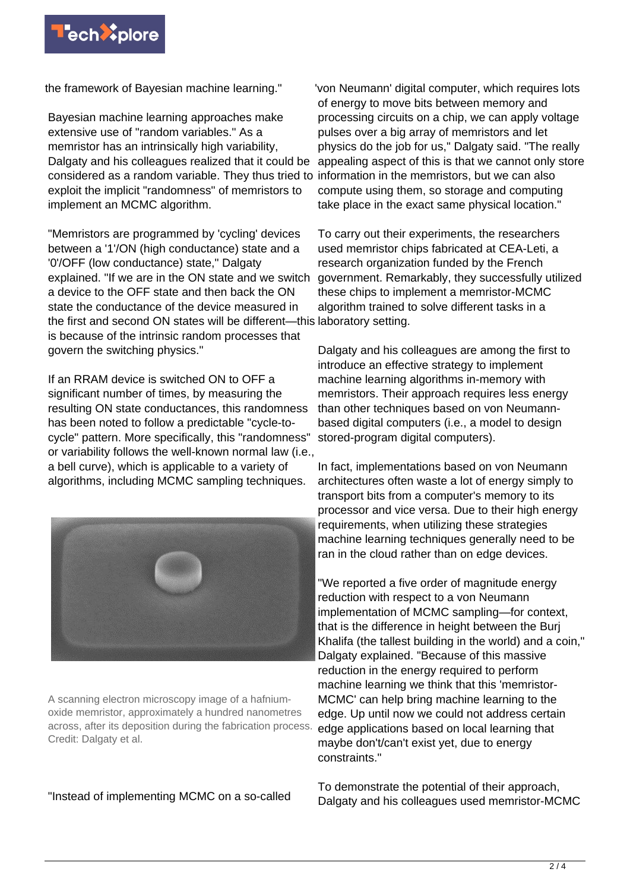the framework of Bayesian machine learning."

Bayesian machine learning approaches make extensive use of "random variables." As a memristor has an intrinsically high variability, Dalgaty and his colleagues realized that it could be considered as a random variable. They thus tried to exploit the implicit "randomness" of memristors to implement an MCMC algorithm.

"Memristors are programmed by 'cycling' devices between a '1'/ON (high conductance) state and a '0'/OFF (low conductance) state," Dalgaty explained. "If we are in the ON state and we switch a device to the OFF state and then back the ON state the conductance of the device measured in the first and second ON states will be different—this is because of the intrinsic random processes that govern the switching physics."

If an RRAM device is switched ON to OFF a significant number of times, by measuring the resulting ON state conductances, this randomness has been noted to follow a predictable "cycle-to-cycle" pattern. More specifically, this "randomness" or variability follows the well-known normal law (i.e., a bell curve), which is applicable to a variety of algorithms, including MCMC sampling techniques.

A scanning electron microscopy image of a hafnium-oxide memristor, approximately a hundred nanometres across, after its deposition during the fabrication process. Credit: Dalgaty et al.

"Instead of implementing MCMC on a so-called 'von Neumann' digital computer, which requires lots of energy to move bits between memory and processing circuits on a chip, we can apply voltage pulses over a big array of memristors and let physics do the job for us," Dalgaty said. "The really appealing aspect of this is that we cannot only store information in the memristors, but we can also compute using them, so storage and computing take place in the exact same physical location."

To carry out their experiments, the researchers used memristor chips fabricated at CEA-Leti, a research organization funded by the French government. Remarkably, they successfully utilized these chips to implement a memristor-MCMC algorithm trained to solve different tasks in a laboratory setting.

Dalgaty and his colleagues are among the first to introduce an effective strategy to implement machine learning algorithms in-memory with memristors. Their approach requires less energy than other techniques based on von Neumann-based digital computers (i.e., a model to design stored-program digital computers).

In fact, implementations based on von Neumann architectures often waste a lot of energy simply to transport bits from a computer's memory to its processor and vice versa. Due to their high energy requirements, when utilizing these strategies machine learning techniques generally need to be ran in the cloud rather than on edge devices.

"We reported a five order of magnitude energy reduction with respect to a von Neumann implementation of MCMC sampling—for context, that is the difference in height between the Burj Khalifa (the tallest building in the world) and a coin," Dalgaty explained. "Because of this massive reduction in the energy required to perform machine learning we think that this 'memristor-MCMC' can help bring machine learning to the edge. Up until now we could not address certain edge applications based on local learning that maybe don't/can't exist yet, due to energy constraints."

To demonstrate the potential of their approach, Dalgaty and his colleagues used memristor-MCMC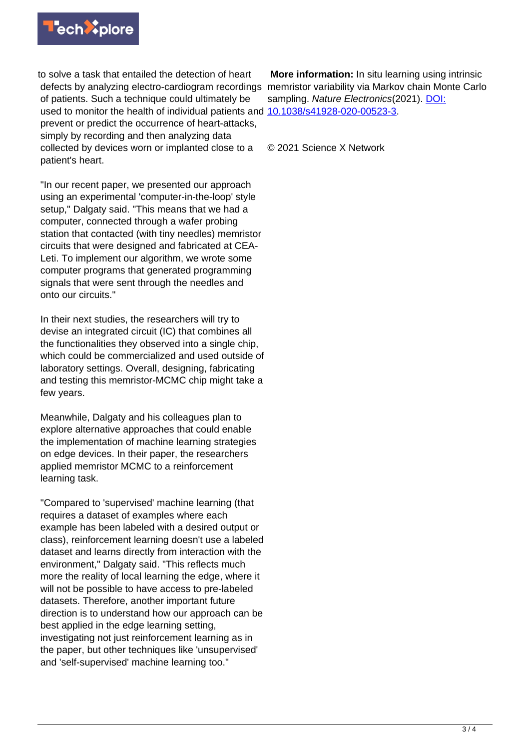to solve a task that entailed the detection of heart defects by analyzing electro-cardiogram recordings of patients. Such a technique could ultimately be used to monitor the health of individual patients and prevent or predict the occurrence of heart-attacks, simply by recording and then analyzing data collected by devices worn or implanted close to a patient's heart.

"In our recent paper, we presented our approach using an experimental 'computer-in-the-loop' style setup," Dalgaty said. "This means that we had a computer, connected through a wafer probing station that contacted (with tiny needles) memristor circuits that were designed and fabricated at CEA-Leti. To implement our algorithm, we wrote some computer programs that generated programming signals that were sent through the needles and onto our circuits."

In their next studies, the researchers will try to devise an integrated circuit (IC) that combines all the functionalities they observed into a single chip, which could be commercialized and used outside of laboratory settings. Overall, designing, fabricating and testing this memristor-MCMC chip might take a few years.

Meanwhile, Dalgaty and his colleagues plan to explore alternative approaches that could enable the implementation of machine learning strategies on edge devices. In their paper, the researchers applied memristor MCMC to a reinforcement learning task.

"Compared to 'supervised' machine learning (that requires a dataset of examples where each example has been labeled with a desired output or class), reinforcement learning doesn't use a labeled dataset and learns directly from interaction with the environment," Dalgaty said. "This reflects much more the reality of local learning the edge, where it will not be possible to have access to pre-labeled datasets. Therefore, another important future direction is to understand how our approach can be best applied in the edge learning setting, investigating not just reinforcement learning as in the paper, but other techniques like 'unsupervised' and 'self-supervised' machine learning too."

**More information:** In situ learning using intrinsic memristor variability via Markov chain Monte Carlo sampling. *Nature Electronics*(2021). DOI: 10.1038/s41928-020-00523-3.

© 2021 Science X Network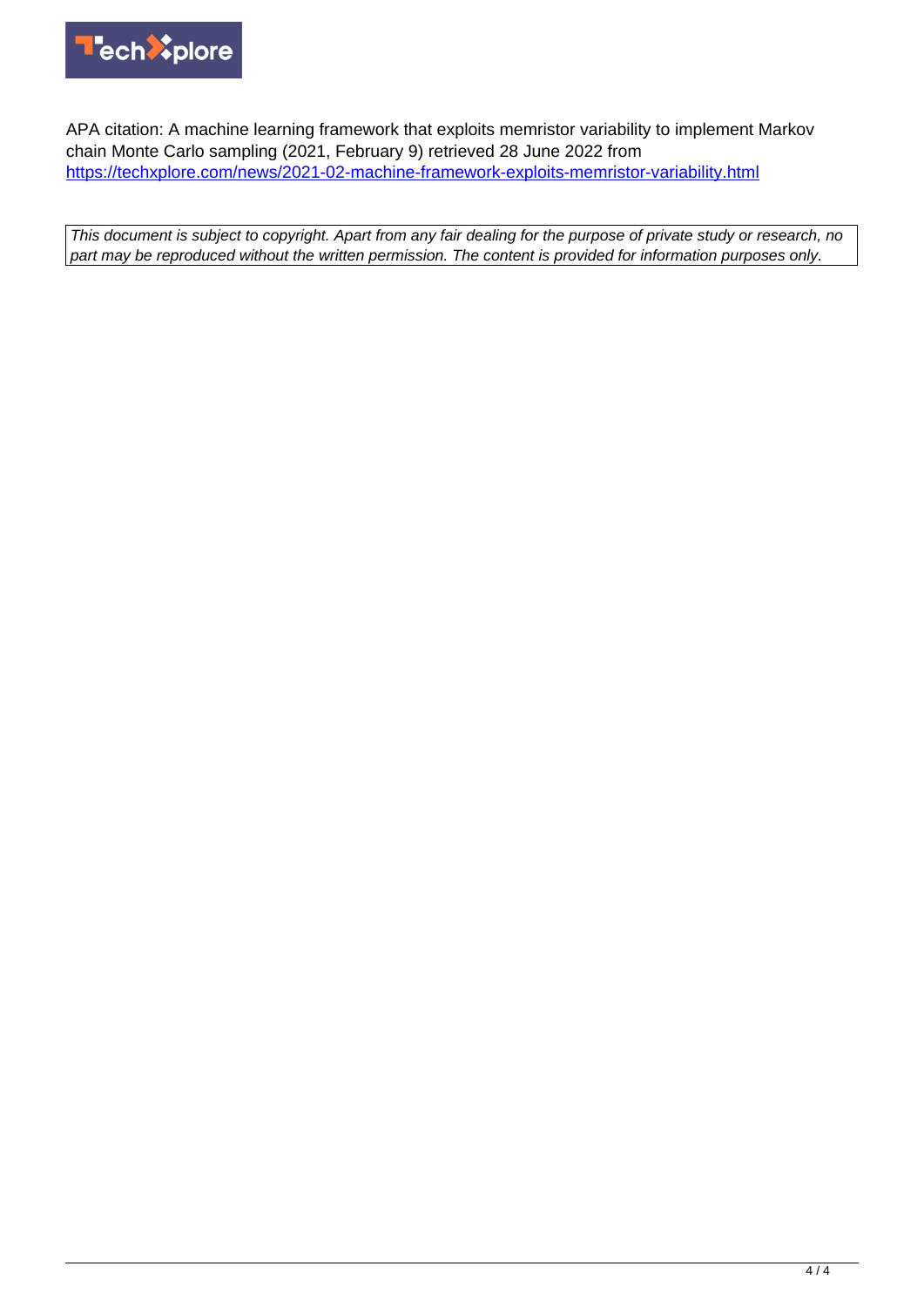APA citation: A machine learning framework that exploits memristor variability to implement Markov chain Monte Carlo sampling (2021, February 9) retrieved 28 June 2022 from https://techxplore.com/news/2021-02-machine-framework-exploits-memristor-variability.html

*This document is subject to copyright. Apart from any fair dealing for the purpose of private study or research, no part may be reproduced without the written permission. The content is provided for information purposes only.*